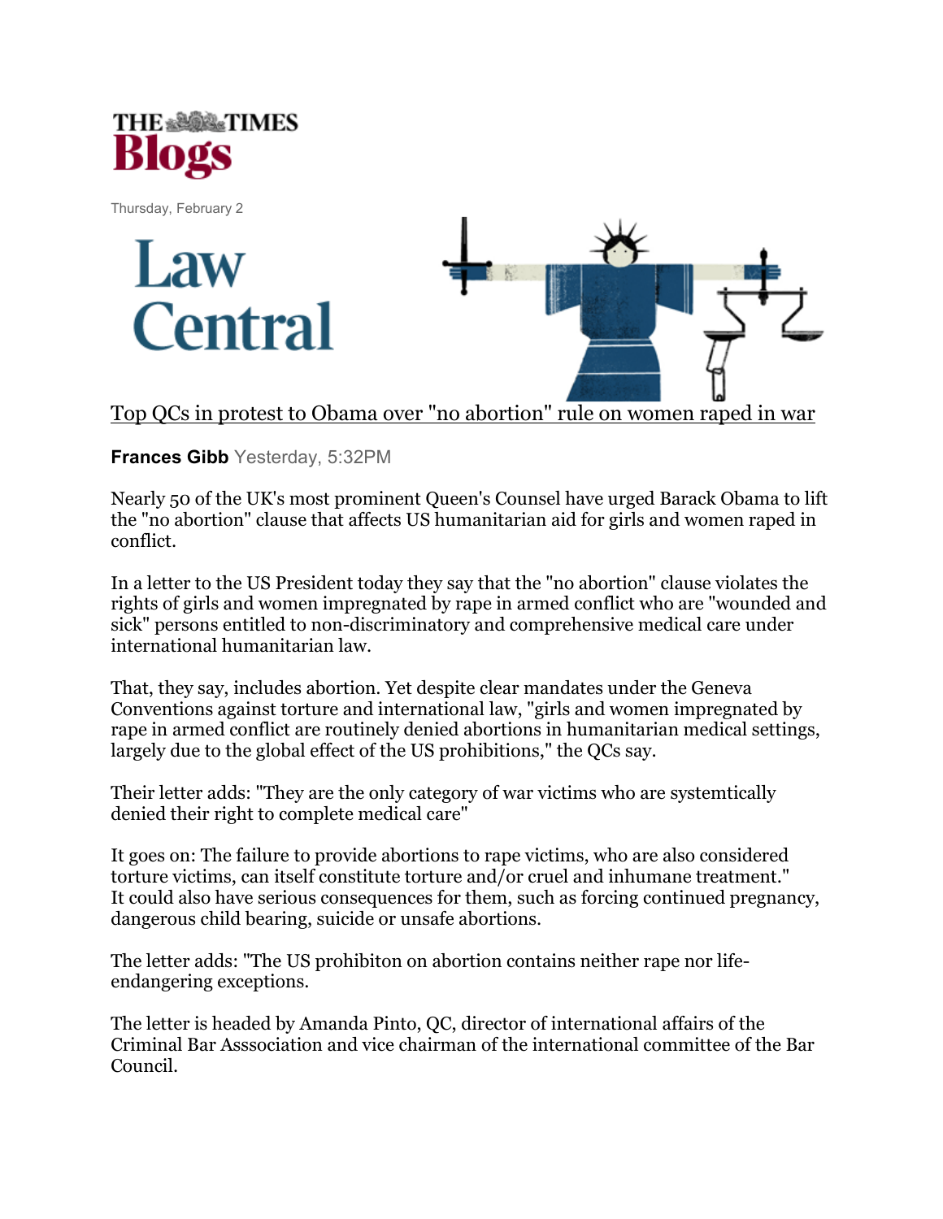THE TIMES
**Blogs**

Thursday, February 2

# Law Central

## Top QCs in protest to Obama over "no abortion" rule on women raped in war

**Frances Gibb** Yesterday, 5:32PM

Nearly 50 of the UK's most prominent Queen's Counsel have urged Barack Obama to lift the "no abortion" clause that affects US humanitarian aid for girls and women raped in conflict.

In a letter to the US President today they say that the "no abortion" clause violates the rights of girls and women impregnated by rape in armed conflict who are "wounded and sick" persons entitled to non-discriminatory and comprehensive medical care under international humanitarian law.

That, they say, includes abortion. Yet despite clear mandates under the Geneva Conventions against torture and international law, "girls and women impregnated by rape in armed conflict are routinely denied abortions in humanitarian medical settings, largely due to the global effect of the US prohibitions," the QCs say.

Their letter adds: "They are the only category of war victims who are systemtically denied their right to complete medical care"

It goes on: The failure to provide abortions to rape victims, who are also considered torture victims, can itself constitute torture and/or cruel and inhumane treatment." It could also have serious consequences for them, such as forcing continued pregnancy, dangerous child bearing, suicide or unsafe abortions.

The letter adds: "The US prohibiton on abortion contains neither rape nor life-endangering exceptions.

The letter is headed by Amanda Pinto, QC, director of international affairs of the Criminal Bar Asssociation and vice chairman of the international committee of the Bar Council.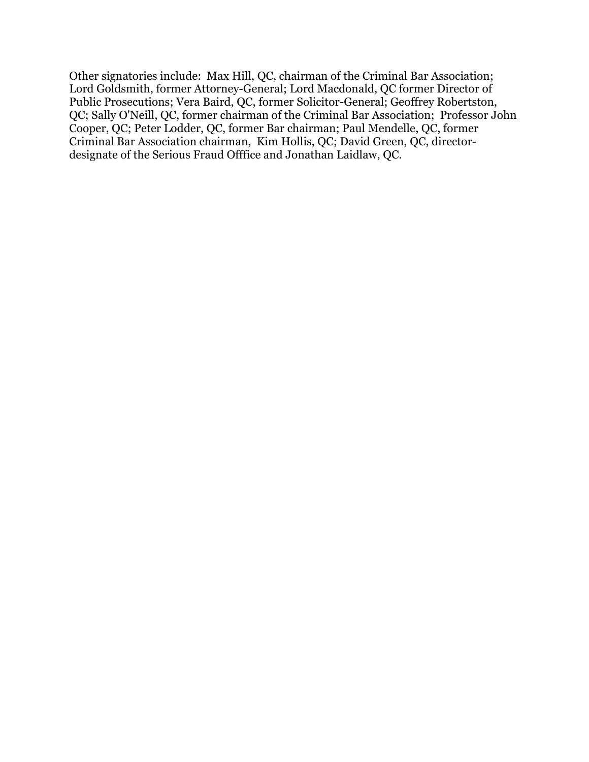Other signatories include: Max Hill, QC, chairman of the Criminal Bar Association; Lord Goldsmith, former Attorney-General; Lord Macdonald, QC former Director of Public Prosecutions; Vera Baird, QC, former Solicitor-General; Geoffrey Robertston, QC; Sally O'Neill, QC, former chairman of the Criminal Bar Association; Professor John Cooper, QC; Peter Lodder, QC, former Bar chairman; Paul Mendelle, QC, former Criminal Bar Association chairman, Kim Hollis, QC; David Green, QC, director-designate of the Serious Fraud Offfice and Jonathan Laidlaw, QC.